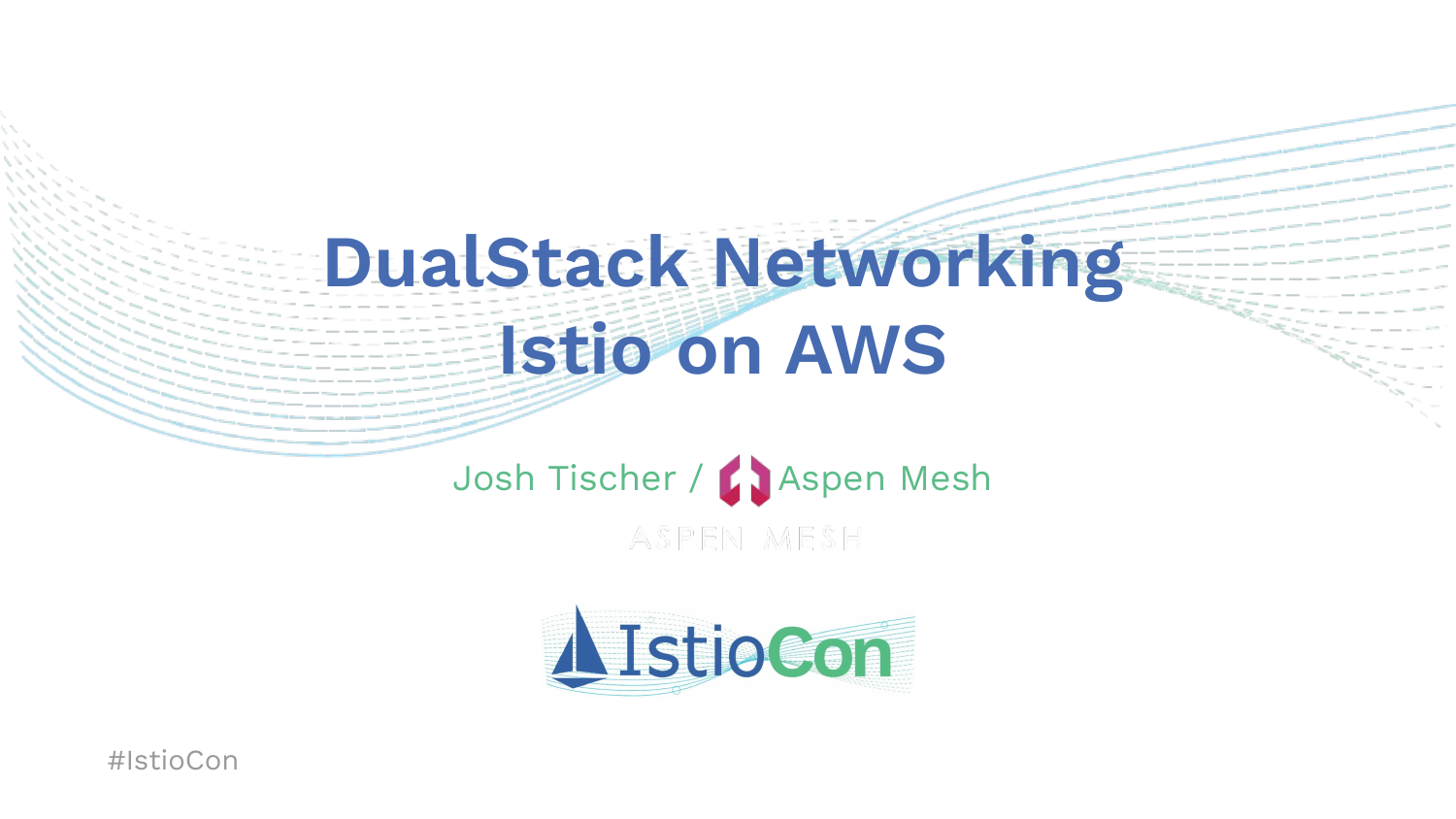# DualStack Networking
# Istio on AWS

Josh Tischer / Aspen Mesh

ASPEN MESH

IstioCon

#IstioCon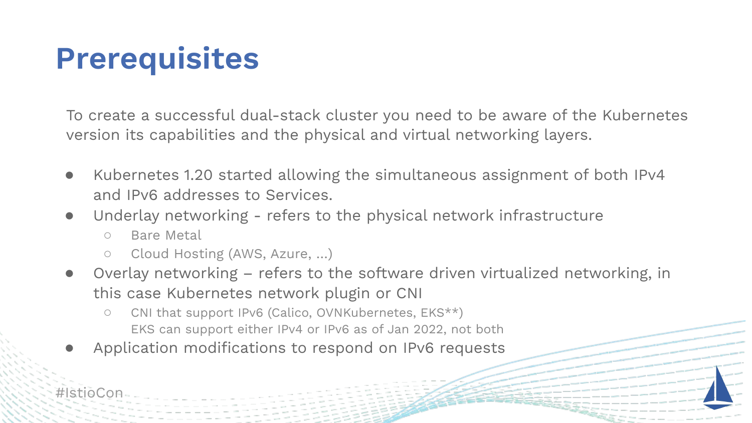# Prerequisites

To create a successful dual-stack cluster you need to be aware of the Kubernetes version its capabilities and the physical and virtual networking layers.

- Kubernetes 1.20 started allowing the simultaneous assignment of both IPv4 and IPv6 addresses to Services.
- Underlay networking - refers to the physical network infrastructure
  - Bare Metal
  - Cloud Hosting (AWS, Azure, ...)
- Overlay networking – refers to the software driven virtualized networking, in this case Kubernetes network plugin or CNI
  - CNI that support IPv6 (Calico, OVNKubernetes, EKS**)
    EKS can support either IPv4 or IPv6 as of Jan 2022, not both
- Application modifications to respond on IPv6 requests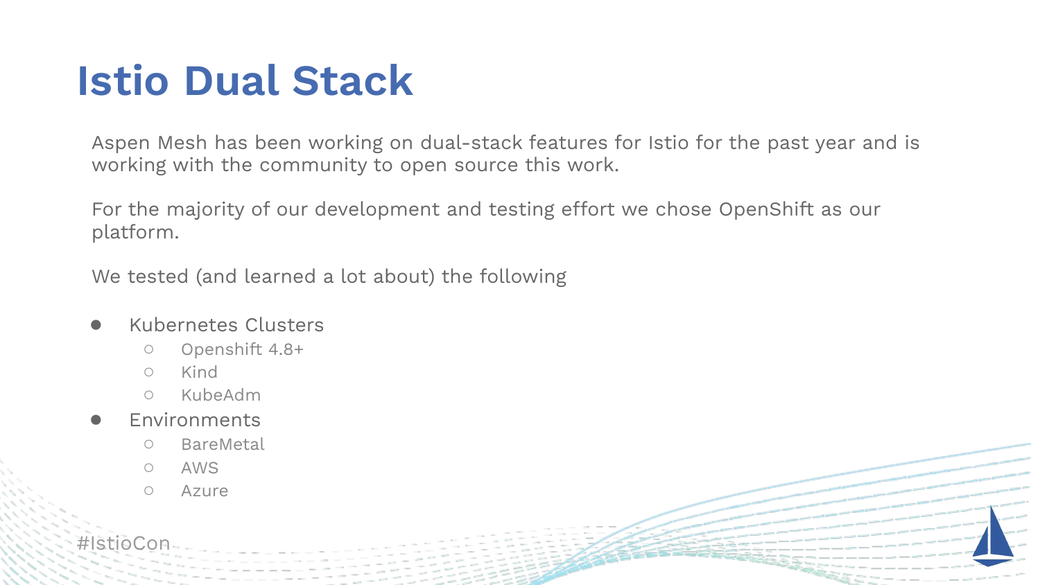# Istio Dual Stack

Aspen Mesh has been working on dual-stack features for Istio for the past year and is working with the community to open source this work.

For the majority of our development and testing effort we chose OpenShift as our platform.

We tested (and learned a lot about) the following

- Kubernetes Clusters
  - Openshift 4.8+
  - Kind
  - KubeAdm
- Environments
  - BareMetal
  - AWS
  - Azure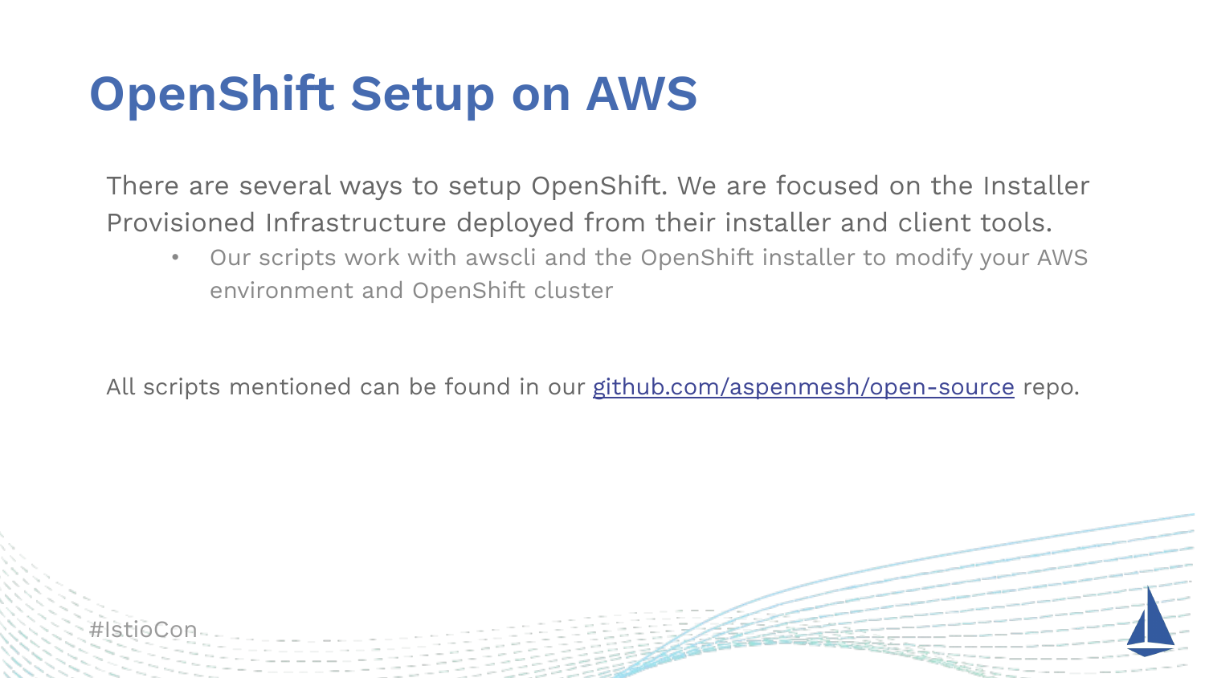# OpenShift Setup on AWS

There are several ways to setup OpenShift. We are focused on the Installer Provisioned Infrastructure deployed from their installer and client tools.

- Our scripts work with awscli and the OpenShift installer to modify your AWS environment and OpenShift cluster

All scripts mentioned can be found in our [github.com/aspenmesh/open-source](https://github.com/aspenmesh/open-source) repo.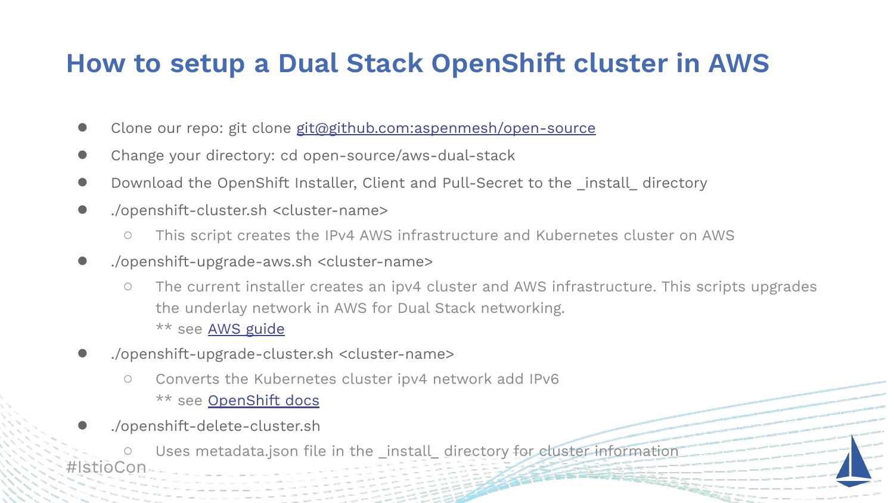# How to setup a Dual Stack OpenShift cluster in AWS

- Clone our repo: git clone [git@github.com:aspenmesh/open-source](git@github.com:aspenmesh/open-source)
- Change your directory: cd open-source/aws-dual-stack
- Download the OpenShift Installer, Client and Pull-Secret to the _install_ directory
- ./openshift-cluster.sh <cluster-name>
  - This script creates the IPv4 AWS infrastructure and Kubernetes cluster on AWS
- ./openshift-upgrade-aws.sh <cluster-name>
  - The current installer creates an ipv4 cluster and AWS infrastructure. This scripts upgrades the underlay network in AWS for Dual Stack networking.
    ** see AWS guide
- ./openshift-upgrade-cluster.sh <cluster-name>
  - Converts the Kubernetes cluster ipv4 network add IPv6
    ** see OpenShift docs
- ./openshift-delete-cluster.sh
  - Uses metadata.json file in the _install_ directory for cluster information

#IstioCon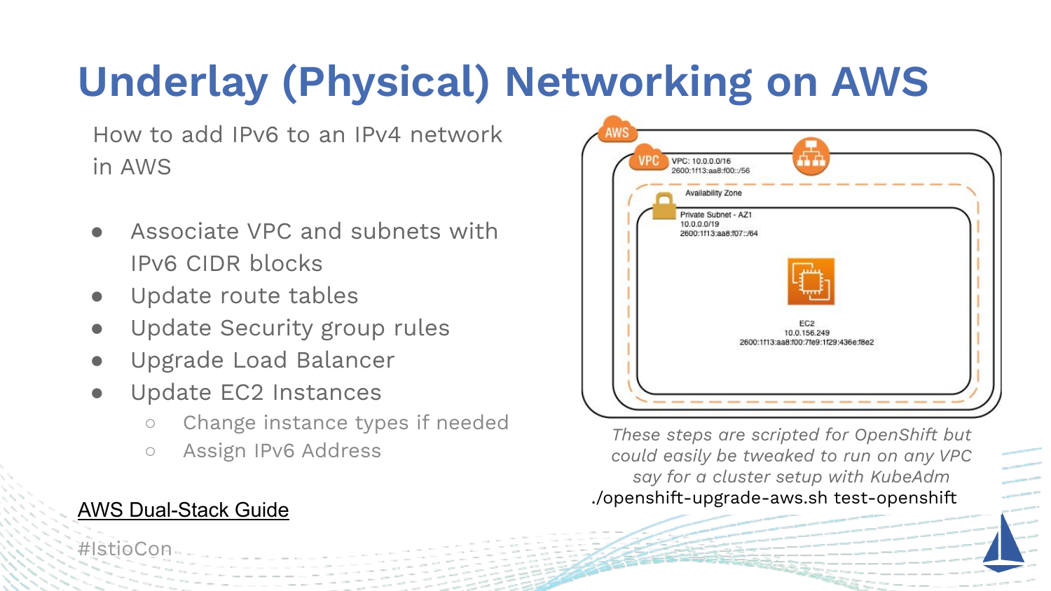# Underlay (Physical) Networking on AWS

How to add IPv6 to an IPv4 network in AWS

- Associate VPC and subnets with IPv6 CIDR blocks
- Update route tables
- Update Security group rules
- Upgrade Load Balancer
- Update EC2 Instances
  - Change instance types if needed
  - Assign IPv6 Address

AWS

VPC

VPC: 10.0.0.0/16
2600:1f13:aa8:f00::/56

Availability Zone

Private Subnet - AZ1
10.0.0.0/19
2600:1f13:aa8:f07::/64

EC2
10.0.156.249
2600:1f13:aa8:f00:7fe9:1f29:436e:f8e2

*These steps are scripted for OpenShift but could easily be tweaked to run on any VPC say for a cluster setup with KubeAdm*

```
./openshift-upgrade-aws.sh test-openshift
```

[AWS Dual-Stack Guide]

#IstioCon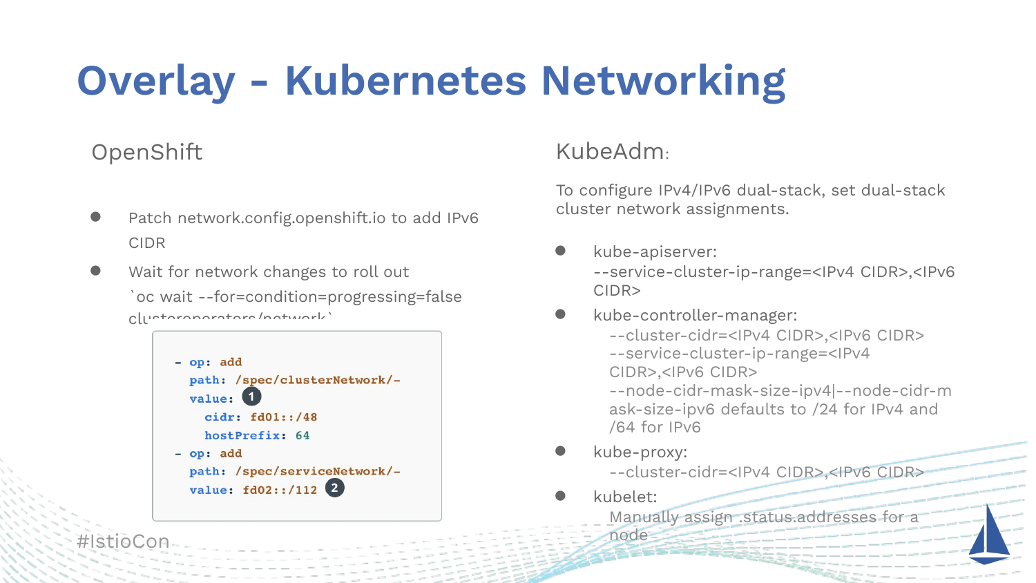# Overlay - Kubernetes Networking

## OpenShift

- Patch network.config.openshift.io to add IPv6 CIDR
- Wait for network changes to roll out `oc wait --for=condition=progressing=false clusteroperators/network`

```
- op: add
  path: /spec/clusterNetwork/-
  value: ①
    cidr: fd01::/48
    hostPrefix: 64
- op: add
  path: /spec/serviceNetwork/-
  value: fd02::/112 ②
```

## KubeAdm:

To configure IPv4/IPv6 dual-stack, set dual-stack cluster network assignments.

- kube-apiserver:
  --service-cluster-ip-range=<IPv4 CIDR>,<IPv6 CIDR>
- kube-controller-manager:
  - --cluster-cidr=<IPv4 CIDR>,<IPv6 CIDR>
  - --service-cluster-ip-range=<IPv4 CIDR>,<IPv6 CIDR>
  - --node-cidr-mask-size-ipv4|--node-cidr-mask-size-ipv6 defaults to /24 for IPv4 and /64 for IPv6
- kube-proxy:
  - --cluster-cidr=<IPv4 CIDR>,<IPv6 CIDR>
- kubelet:
  - Manually assign .status.addresses for a node

#IstioCon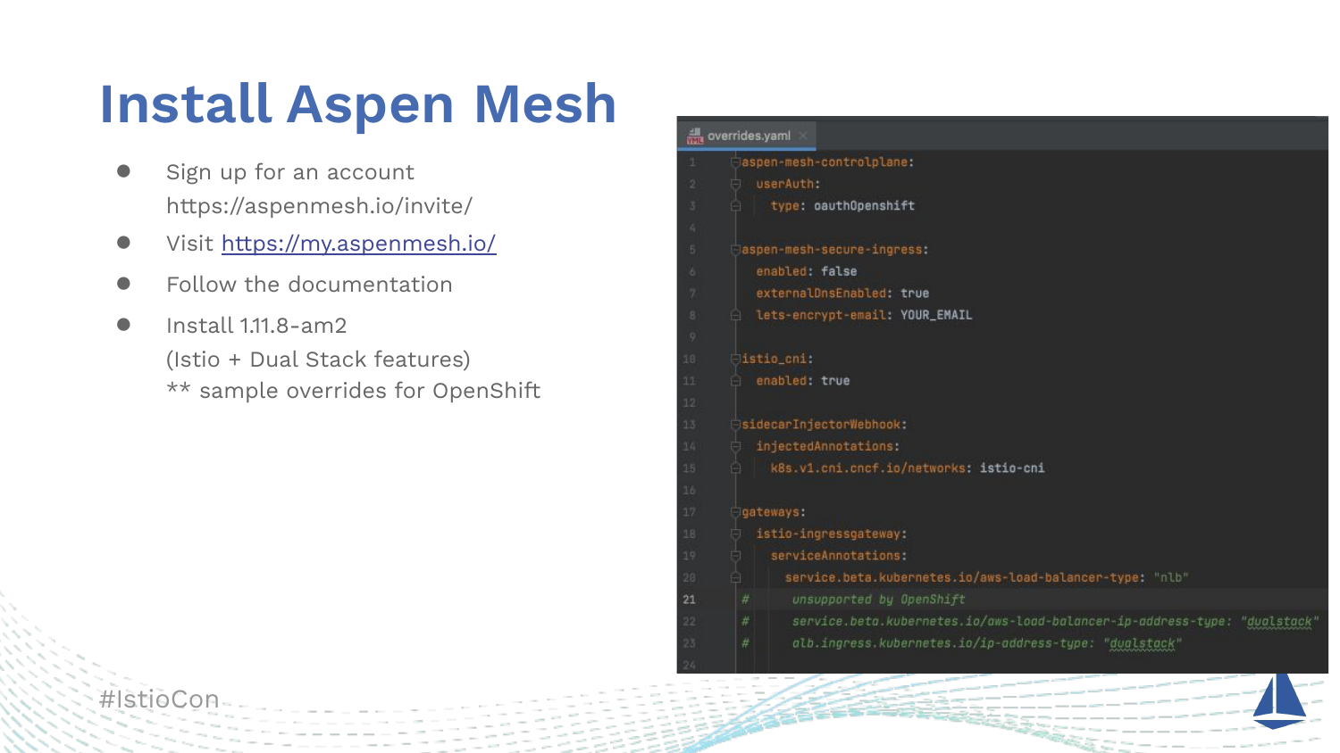# Install Aspen Mesh

- Sign up for an account https://aspenmesh.io/invite/
- Visit [https://my.aspenmesh.io/](https://my.aspenmesh.io/)
- Follow the documentation
- Install 1.11.8-am2
  (Istio + Dual Stack features)
  ** sample overrides for OpenShift

overrides.yaml

```yaml
aspen-mesh-controlplane:
  userAuth:
    type: oauthOpenshift

aspen-mesh-secure-ingress:
  enabled: false
  externalDnsEnabled: true
  lets-encrypt-email: YOUR_EMAIL

istio_cni:
  enabled: true

sidecarInjectorWebhook:
  injectedAnnotations:
    k8s.v1.cni.cncf.io/networks: istio-cni

gateways:
  istio-ingressgateway:
    serviceAnnotations:
      service.beta.kubernetes.io/aws-load-balancer-type: "nlb"
#     unsupported by OpenShift
#     service.beta.kubernetes.io/aws-load-balancer-ip-address-type: "dualstack"
#     alb.ingress.kubernetes.io/ip-address-type: "dualstack"
```

#IstioCon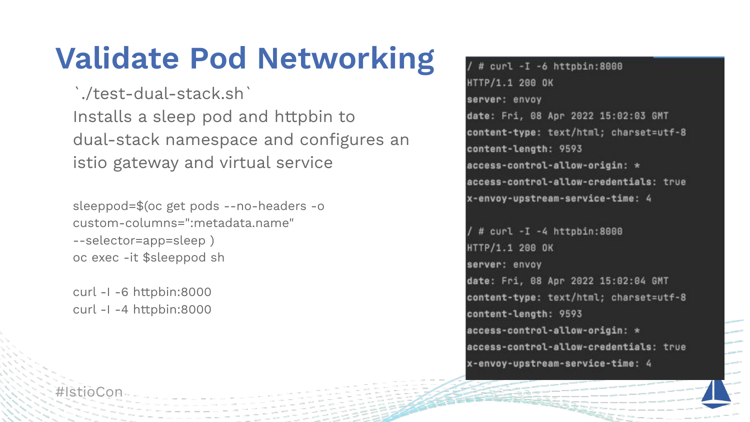# Validate Pod Networking

`./test-dual-stack.sh`

Installs a sleep pod and httpbin to dual-stack namespace and configures an istio gateway and virtual service

```
sleeppod=$(oc get pods --no-headers -o custom-columns=":metadata.name" --selector=app=sleep )
oc exec -it $sleeppod sh

curl -I -6 httpbin:8000
curl -I -4 httpbin:8000
```

```
/ # curl -I -6 httpbin:8000
HTTP/1.1 200 OK
server: envoy
date: Fri, 08 Apr 2022 15:02:03 GMT
content-type: text/html; charset=utf-8
content-length: 9593
access-control-allow-origin: *
access-control-allow-credentials: true
x-envoy-upstream-service-time: 4

/ # curl -I -4 httpbin:8000
HTTP/1.1 200 OK
server: envoy
date: Fri, 08 Apr 2022 15:02:04 GMT
content-type: text/html; charset=utf-8
content-length: 9593
access-control-allow-origin: *
access-control-allow-credentials: true
x-envoy-upstream-service-time: 4
```

#IstioCon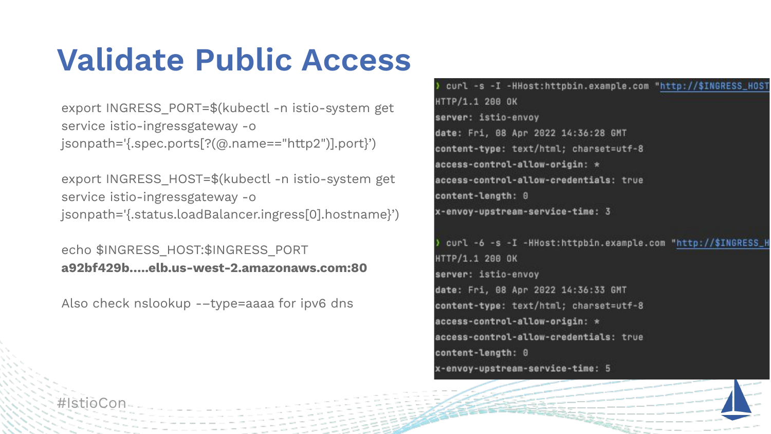# Validate Public Access

export INGRESS_PORT=$(kubectl -n istio-system get service istio-ingressgateway -o jsonpath='{.spec.ports[?(@.name=="http2")].port}')

export INGRESS_HOST=$(kubectl -n istio-system get service istio-ingressgateway -o jsonpath='{.status.loadBalancer.ingress[0].hostname}')

echo $INGRESS_HOST:$INGRESS_PORT
**a92bf429b.....elb.us-west-2.amazonaws.com:80**

Also check nslookup -–type=aaaa for ipv6 dns

```
❯ curl -s -I -HHost:httpbin.example.com "http://$INGRESS_HOST
HTTP/1.1 200 OK
server: istio-envoy
date: Fri, 08 Apr 2022 14:36:28 GMT
content-type: text/html; charset=utf-8
access-control-allow-origin: *
access-control-allow-credentials: true
content-length: 0
x-envoy-upstream-service-time: 3

❯ curl -6 -s -I -HHost:httpbin.example.com "http://$INGRESS_H
HTTP/1.1 200 OK
server: istio-envoy
date: Fri, 08 Apr 2022 14:36:33 GMT
content-type: text/html; charset=utf-8
access-control-allow-origin: *
access-control-allow-credentials: true
content-length: 0
x-envoy-upstream-service-time: 5
```

#IstioCon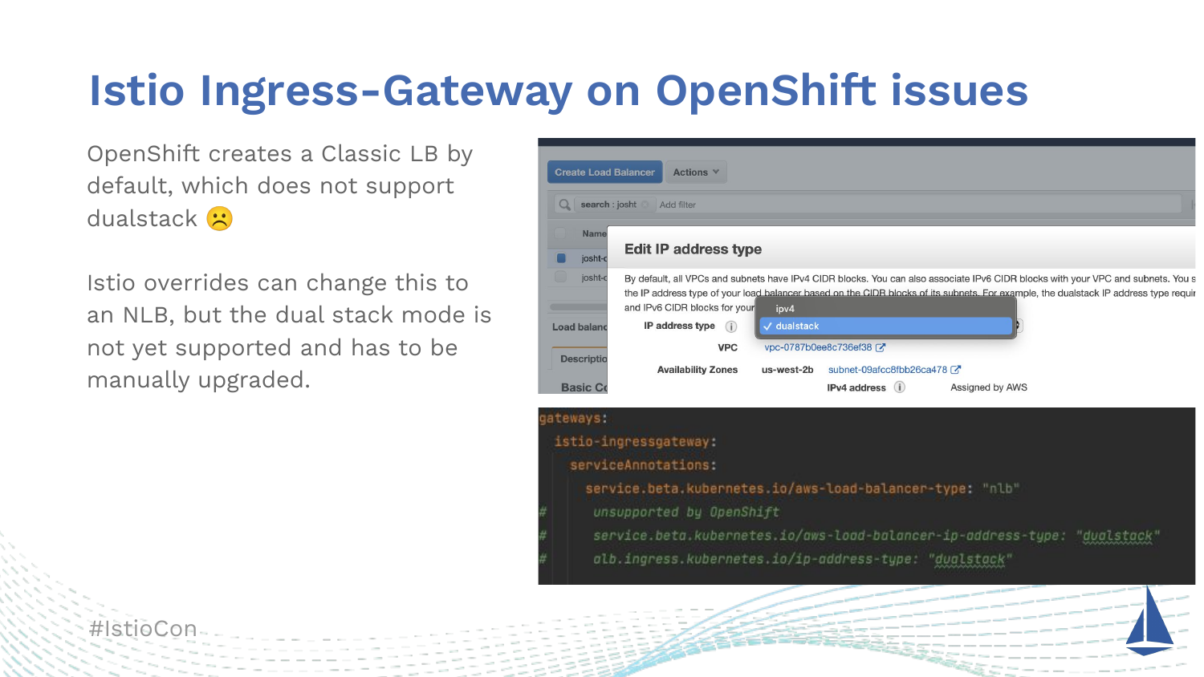# Istio Ingress-Gateway on OpenShift issues

OpenShift creates a Classic LB by default, which does not support dualstack ☹️

Istio overrides can change this to an NLB, but the dual stack mode is not yet supported and has to be manually upgraded.

**Edit IP address type**

By default, all VPCs and subnets have IPv4 CIDR blocks. You can also associate IPv6 CIDR blocks with your VPC and subnets. You s the IP address type of your load balancer based on the CIDR blocks of its subnets. For example, the dualstack IP address type requi and IPv6 CIDR blocks for your

IP address type: ipv4 / ✓ dualstack

VPC: vpc-0787b0ee8c736ef38

Availability Zones: us-west-2b subnet-09afcc8fbb26ca478

IPv4 address: Assigned by AWS

```
gateways:
  istio-ingressgateway:
    serviceAnnotations:
      service.beta.kubernetes.io/aws-load-balancer-type: "nlb"
#      unsupported by OpenShift
#      service.beta.kubernetes.io/aws-load-balancer-ip-address-type: "dualstack"
#      alb.ingress.kubernetes.io/ip-address-type: "dualstack"
```

#IstioCon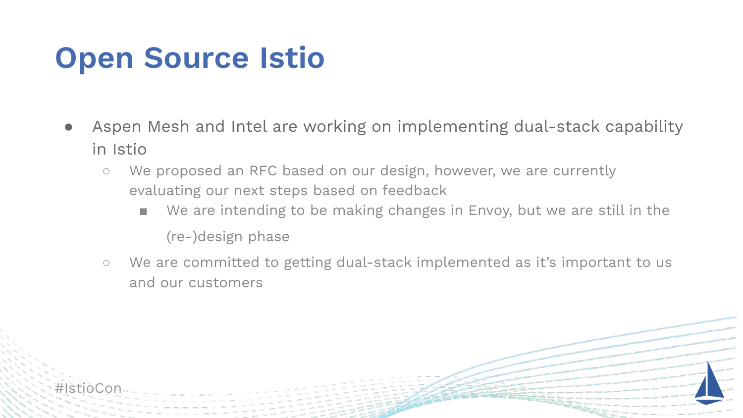# Open Source Istio

- Aspen Mesh and Intel are working on implementing dual-stack capability in Istio
  - We proposed an RFC based on our design, however, we are currently evaluating our next steps based on feedback
    - We are intending to be making changes in Envoy, but we are still in the (re-)design phase
  - We are committed to getting dual-stack implemented as it's important to us and our customers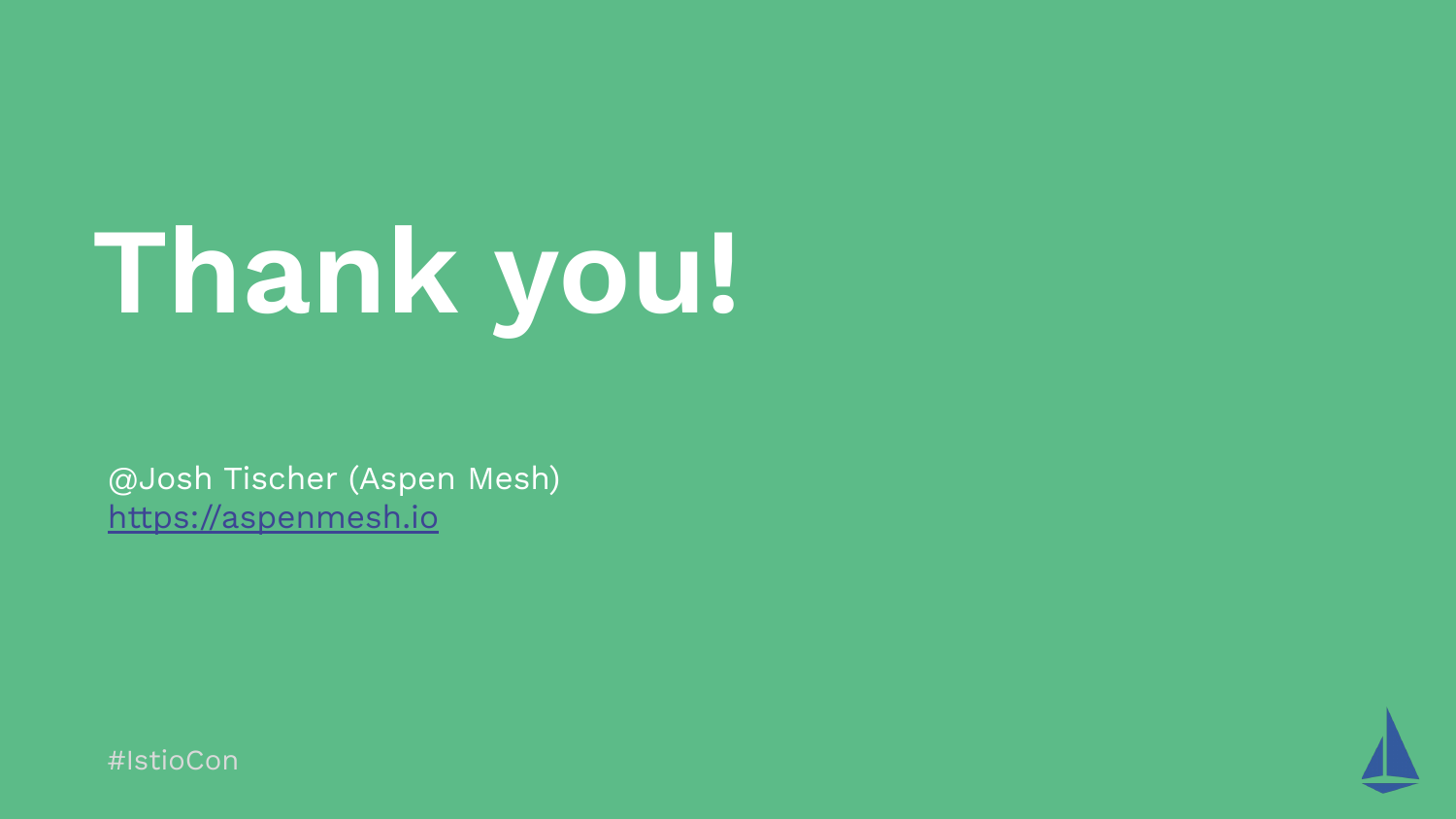# Thank you!

@Josh Tischer (Aspen Mesh)
[https://aspenmesh.io](https://aspenmesh.io)

#IstioCon